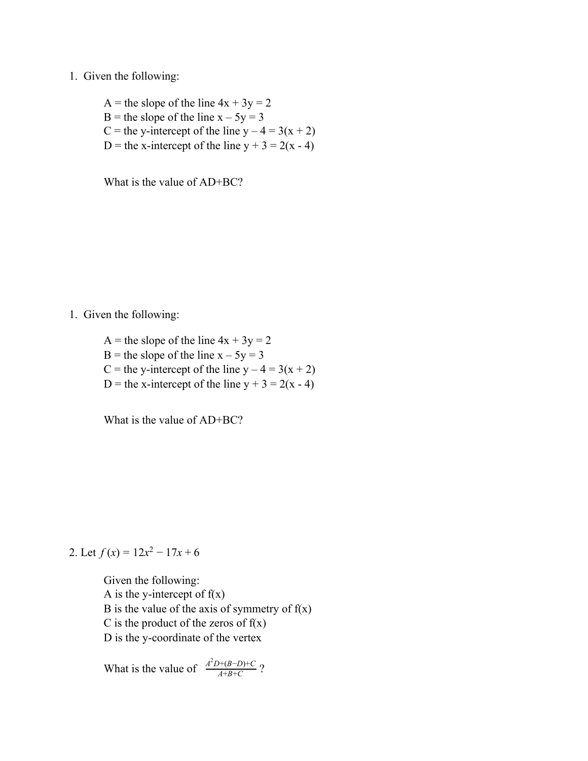1. Given the following:

   A = the slope of the line $4x + 3y = 2$
   B = the slope of the line $x – 5y = 3$
   C = the y-intercept of the line $y – 4 = 3(x + 2)$
   D = the x-intercept of the line $y + 3 = 2(x - 4)$

   What is the value of AD+BC?

1. Given the following:

   A = the slope of the line $4x + 3y = 2$
   B = the slope of the line $x – 5y = 3$
   C = the y-intercept of the line $y – 4 = 3(x + 2)$
   D = the x-intercept of the line $y + 3 = 2(x - 4)$

   What is the value of AD+BC?

2. Let $f(x) = 12x^2 - 17x + 6$

   Given the following:
   A is the y-intercept of f(x)
   B is the value of the axis of symmetry of f(x)
   C is the product of the zeros of f(x)
   D is the y-coordinate of the vertex

   What is the value of $\frac{A^2D+(B-D)+C}{A+B+C}$ ?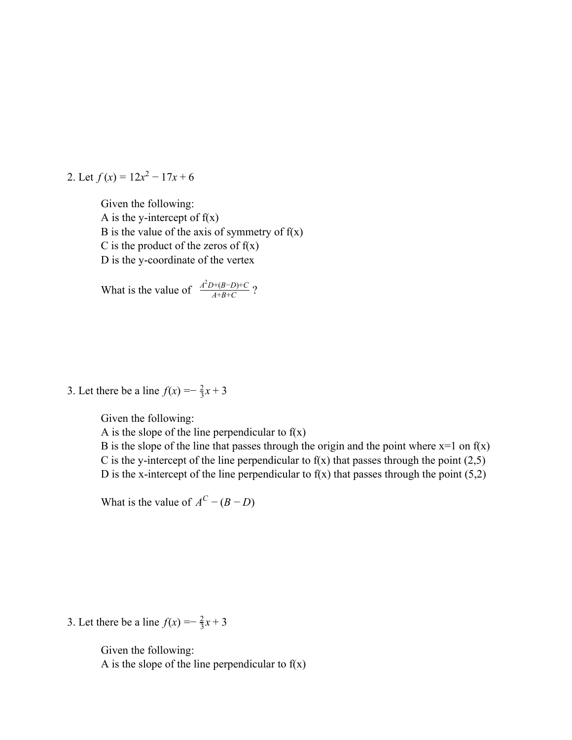2. Let $f(x) = 12x^2 - 17x + 6$

Given the following:
A is the y-intercept of f(x)
B is the value of the axis of symmetry of f(x)
C is the product of the zeros of f(x)
D is the y-coordinate of the vertex

What is the value of $\frac{A^2D+(B-D)+C}{A+B+C}$ ?

3. Let there be a line $f(x) = -\frac{2}{3}x + 3$

Given the following:
A is the slope of the line perpendicular to f(x)
B is the slope of the line that passes through the origin and the point where x=1 on f(x)
C is the y-intercept of the line perpendicular to f(x) that passes through the point (2,5)
D is the x-intercept of the line perpendicular to f(x) that passes through the point (5,2)

What is the value of $A^C - (B - D)$

3. Let there be a line $f(x) = -\frac{2}{3}x + 3$

Given the following:
A is the slope of the line perpendicular to f(x)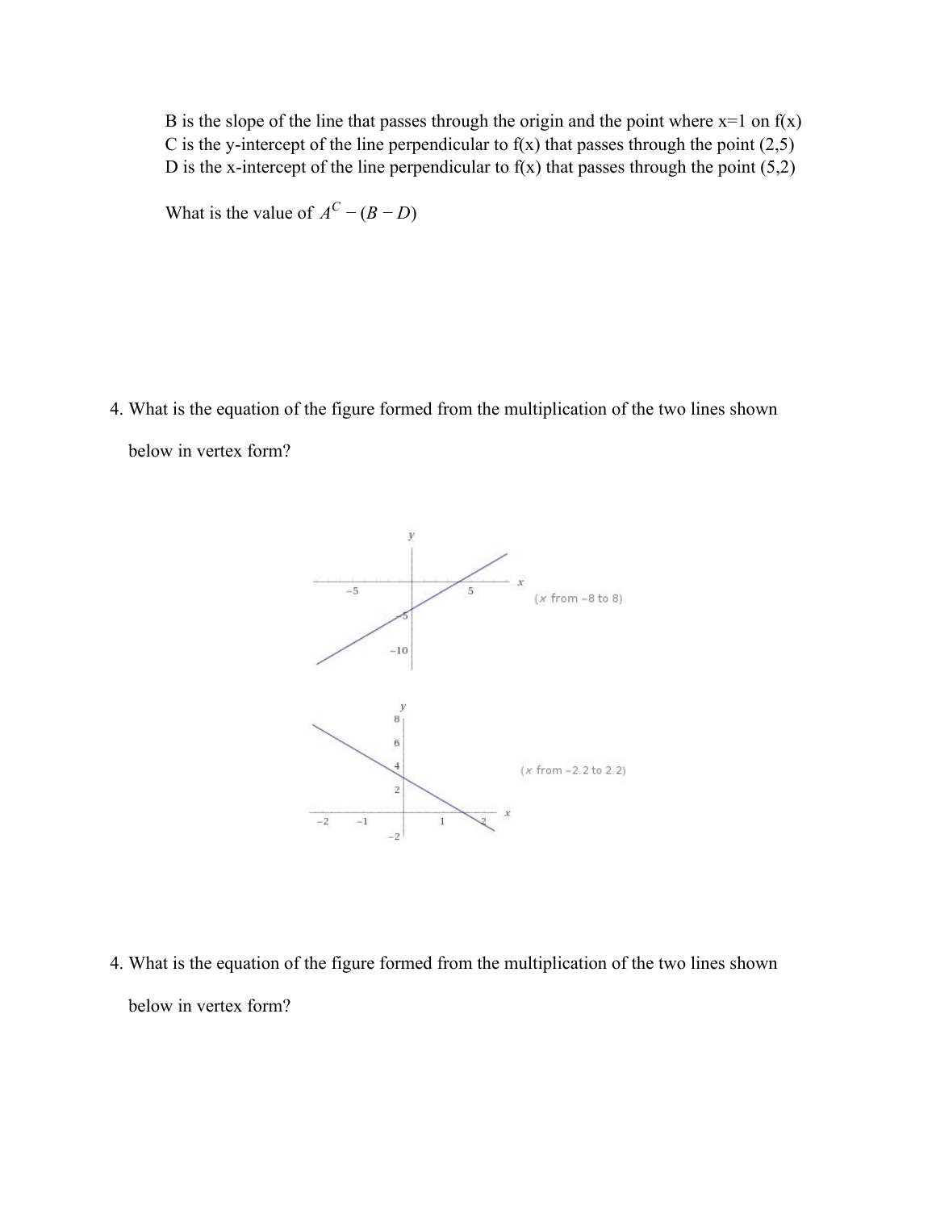B is the slope of the line that passes through the origin and the point where x=1 on f(x)
C is the y-intercept of the line perpendicular to f(x) that passes through the point (2,5)
D is the x-intercept of the line perpendicular to f(x) that passes through the point (5,2)

What is the value of $A^C - (B - D)$

4. What is the equation of the figure formed from the multiplication of the two lines shown below in vertex form?

y
x
-5
5
-5
-10
(x from -8 to 8)

y
8
6
4
2
-2
-1
1
2
-2
x
(x from -2.2 to 2.2)

4. What is the equation of the figure formed from the multiplication of the two lines shown below in vertex form?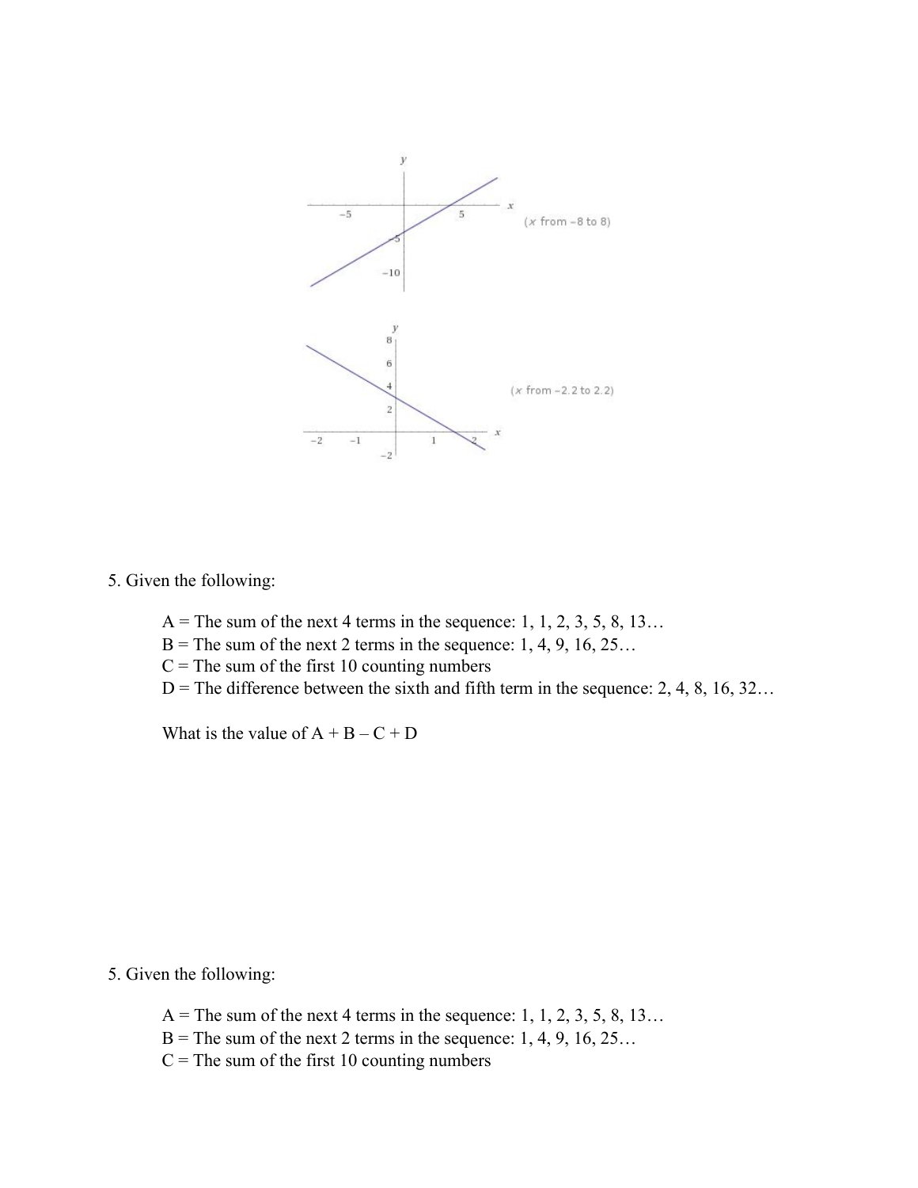y

x

-5

5

(x from -8 to 8)

-5

-10

y

8

6

4

(x from -2.2 to 2.2)

2

x

-2

-1

1

2

-2

5. Given the following:

A = The sum of the next 4 terms in the sequence: 1, 1, 2, 3, 5, 8, 13…
B = The sum of the next 2 terms in the sequence: 1, 4, 9, 16, 25…
C = The sum of the first 10 counting numbers
D = The difference between the sixth and fifth term in the sequence: 2, 4, 8, 16, 32…

What is the value of A + B – C + D

5. Given the following:

A = The sum of the next 4 terms in the sequence: 1, 1, 2, 3, 5, 8, 13…
B = The sum of the next 2 terms in the sequence: 1, 4, 9, 16, 25…
C = The sum of the first 10 counting numbers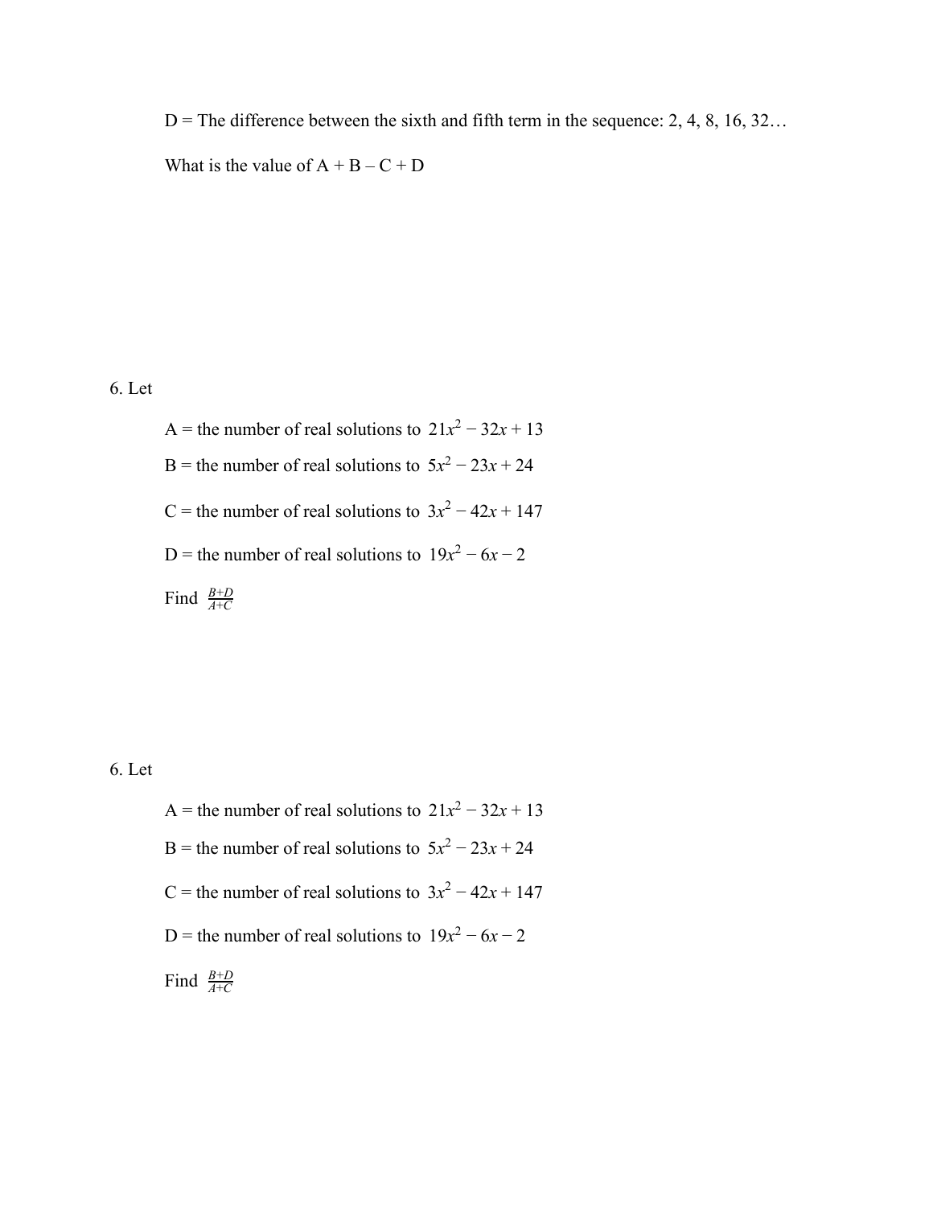D = The difference between the sixth and fifth term in the sequence: 2, 4, 8, 16, 32…

What is the value of A + B – C + D

6. Let

A = the number of real solutions to $21x^2 - 32x + 13$

B = the number of real solutions to $5x^2 - 23x + 24$

C = the number of real solutions to $3x^2 - 42x + 147$

D = the number of real solutions to $19x^2 - 6x - 2$

Find $\frac{B+D}{A+C}$

6. Let

A = the number of real solutions to $21x^2 - 32x + 13$

B = the number of real solutions to $5x^2 - 23x + 24$

C = the number of real solutions to $3x^2 - 42x + 147$

D = the number of real solutions to $19x^2 - 6x - 2$

Find $\frac{B+D}{A+C}$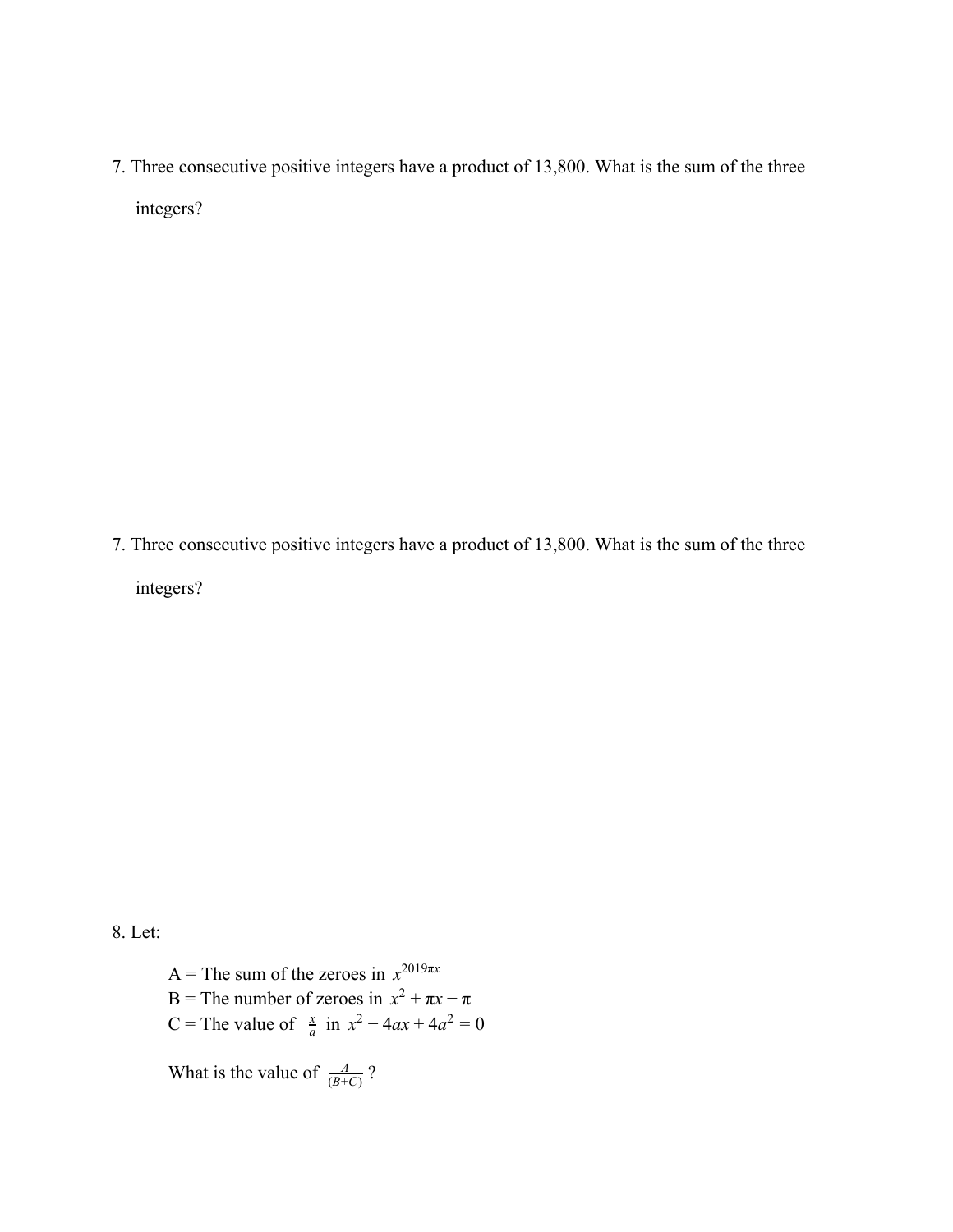7. Three consecutive positive integers have a product of 13,800. What is the sum of the three integers?

7. Three consecutive positive integers have a product of 13,800. What is the sum of the three integers?

8. Let:

   A = The sum of the zeroes in $x^{2019\pi x}$
   B = The number of zeroes in $x^2 + \pi x - \pi$
   C = The value of $\frac{x}{a}$ in $x^2 - 4ax + 4a^2 = 0$

   What is the value of $\frac{A}{(B+C)}$ ?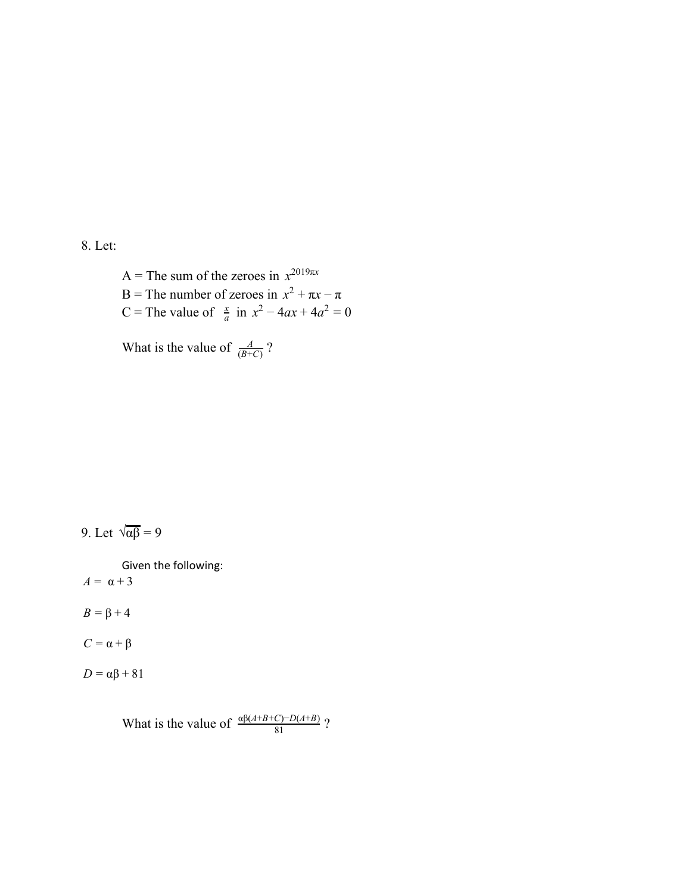8. Let:

A = The sum of the zeroes in $x^{2019\pi x}$
B = The number of zeroes in $x^2 + \pi x - \pi$
C = The value of $\frac{x}{a}$ in $x^2 - 4ax + 4a^2 = 0$

What is the value of $\frac{A}{(B+C)}$ ?

9. Let $\sqrt{\alpha\beta} = 9$

Given the following:

$A = \alpha + 3$

$B = \beta + 4$

$C = \alpha + \beta$

$D = \alpha\beta + 81$

What is the value of $\frac{\alpha\beta(A+B+C)-D(A+B)}{81}$ ?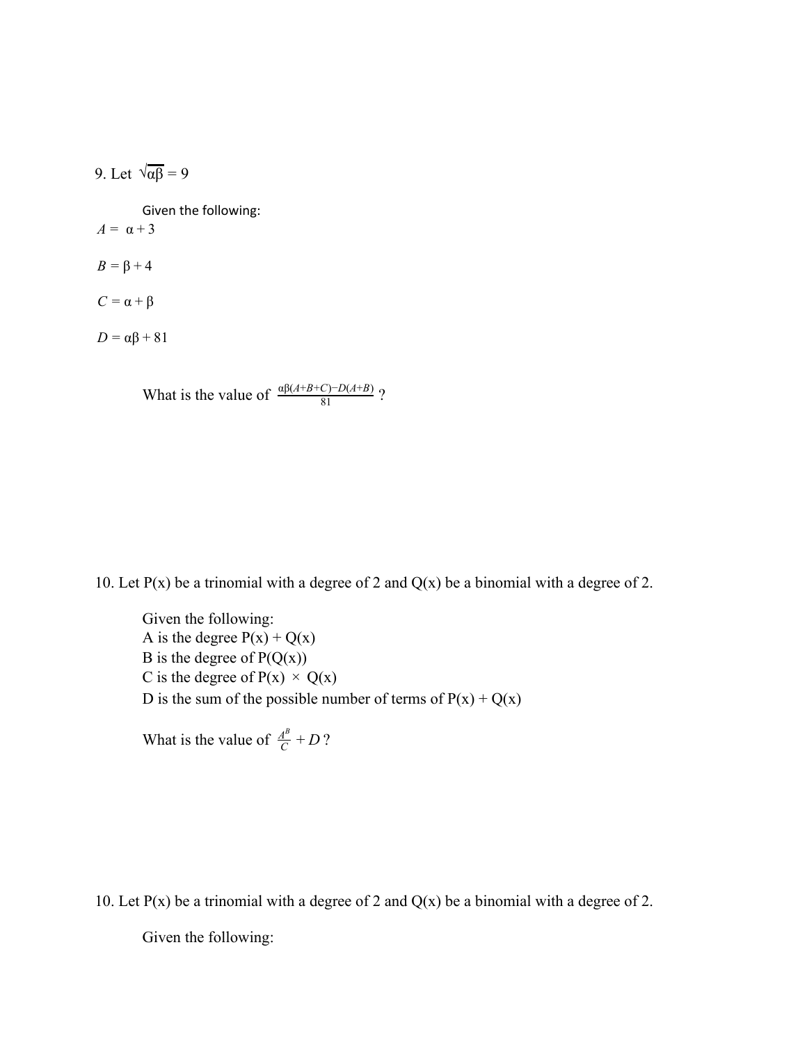9\. Let $\sqrt{\alpha\beta} = 9$

Given the following:

$A = \alpha + 3$

$B = \beta + 4$

$C = \alpha + \beta$

$D = \alpha\beta + 81$

What is the value of $\frac{\alpha\beta(A+B+C)-D(A+B)}{81}$ ?

10\. Let P(x) be a trinomial with a degree of 2 and Q(x) be a binomial with a degree of 2.

Given the following:
A is the degree P(x) + Q(x)
B is the degree of P(Q(x))
C is the degree of P(x) × Q(x)
D is the sum of the possible number of terms of P(x) + Q(x)

What is the value of $\frac{A^B}{C} + D$ ?

10\. Let P(x) be a trinomial with a degree of 2 and Q(x) be a binomial with a degree of 2.

Given the following: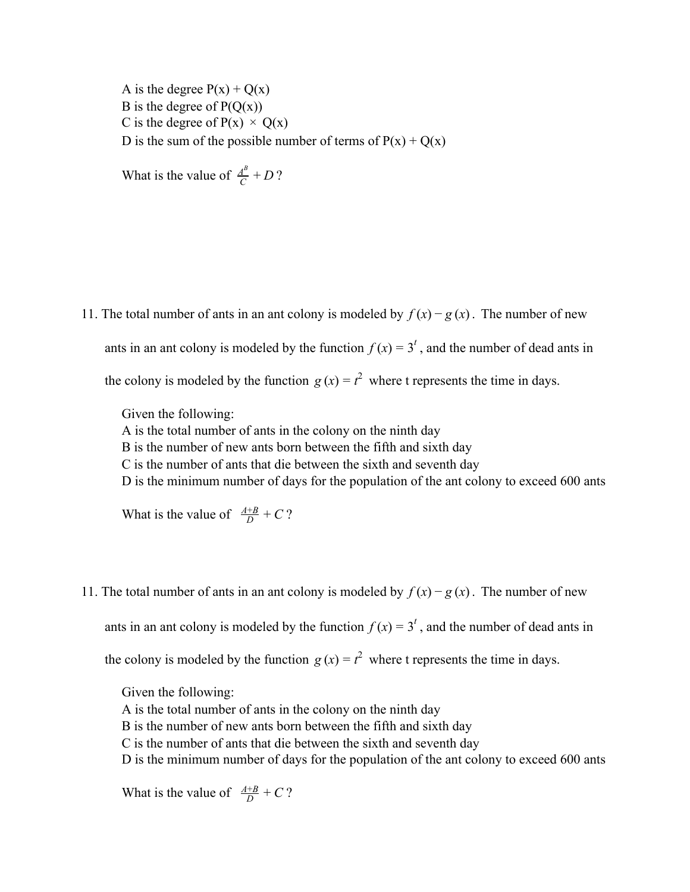A is the degree P(x) + Q(x)
B is the degree of P(Q(x))
C is the degree of P(x) × Q(x)
D is the sum of the possible number of terms of P(x) + Q(x)

What is the value of $\frac{A^B}{C} + D$?

11. The total number of ants in an ant colony is modeled by $f(x) - g(x)$. The number of new ants in an ant colony is modeled by the function $f(x) = 3^t$, and the number of dead ants in the colony is modeled by the function $g(x) = t^2$ where t represents the time in days.

Given the following:
A is the total number of ants in the colony on the ninth day
B is the number of new ants born between the fifth and sixth day
C is the number of ants that die between the sixth and seventh day
D is the minimum number of days for the population of the ant colony to exceed 600 ants

What is the value of $\frac{A+B}{D} + C$?

11. The total number of ants in an ant colony is modeled by $f(x) - g(x)$. The number of new ants in an ant colony is modeled by the function $f(x) = 3^t$, and the number of dead ants in the colony is modeled by the function $g(x) = t^2$ where t represents the time in days.

Given the following:
A is the total number of ants in the colony on the ninth day
B is the number of new ants born between the fifth and sixth day
C is the number of ants that die between the sixth and seventh day
D is the minimum number of days for the population of the ant colony to exceed 600 ants

What is the value of $\frac{A+B}{D} + C$?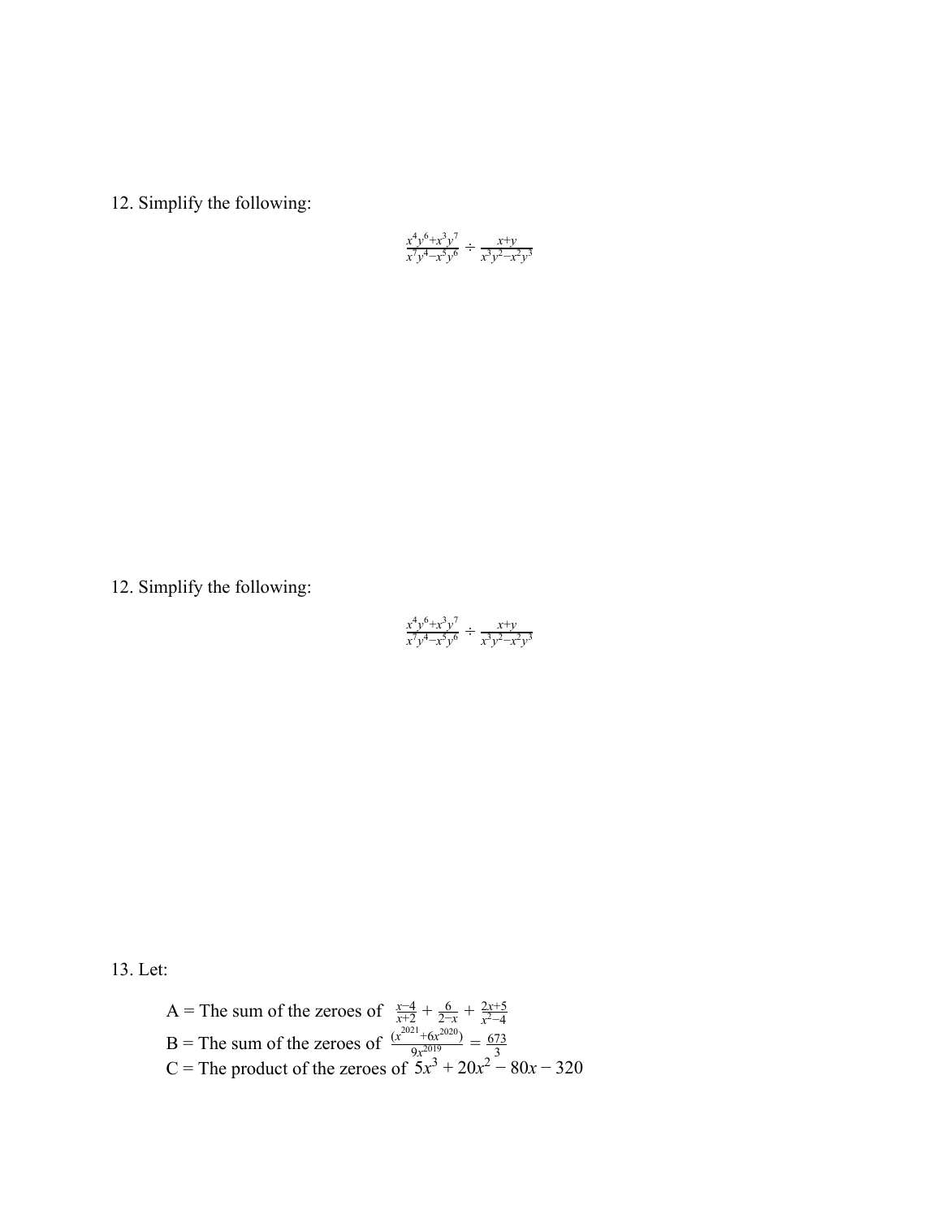12. Simplify the following:

$$\frac{x^4y^6+x^3y^7}{x^7y^4-x^5y^6} \div \frac{x+y}{x^3y^2-x^2y^3}$$

12. Simplify the following:

$$\frac{x^4y^6+x^3y^7}{x^7y^4-x^5y^6} \div \frac{x+y}{x^3y^2-x^2y^3}$$

13. Let:

A = The sum of the zeroes of $\frac{x-4}{x+2} + \frac{6}{2-x} + \frac{2x+5}{x^2-4}$

B = The sum of the zeroes of $\frac{(x^{2021}+6x^{2020})}{9x^{2019}} = \frac{673}{3}$

C = The product of the zeroes of $5x^3 + 20x^2 - 80x - 320$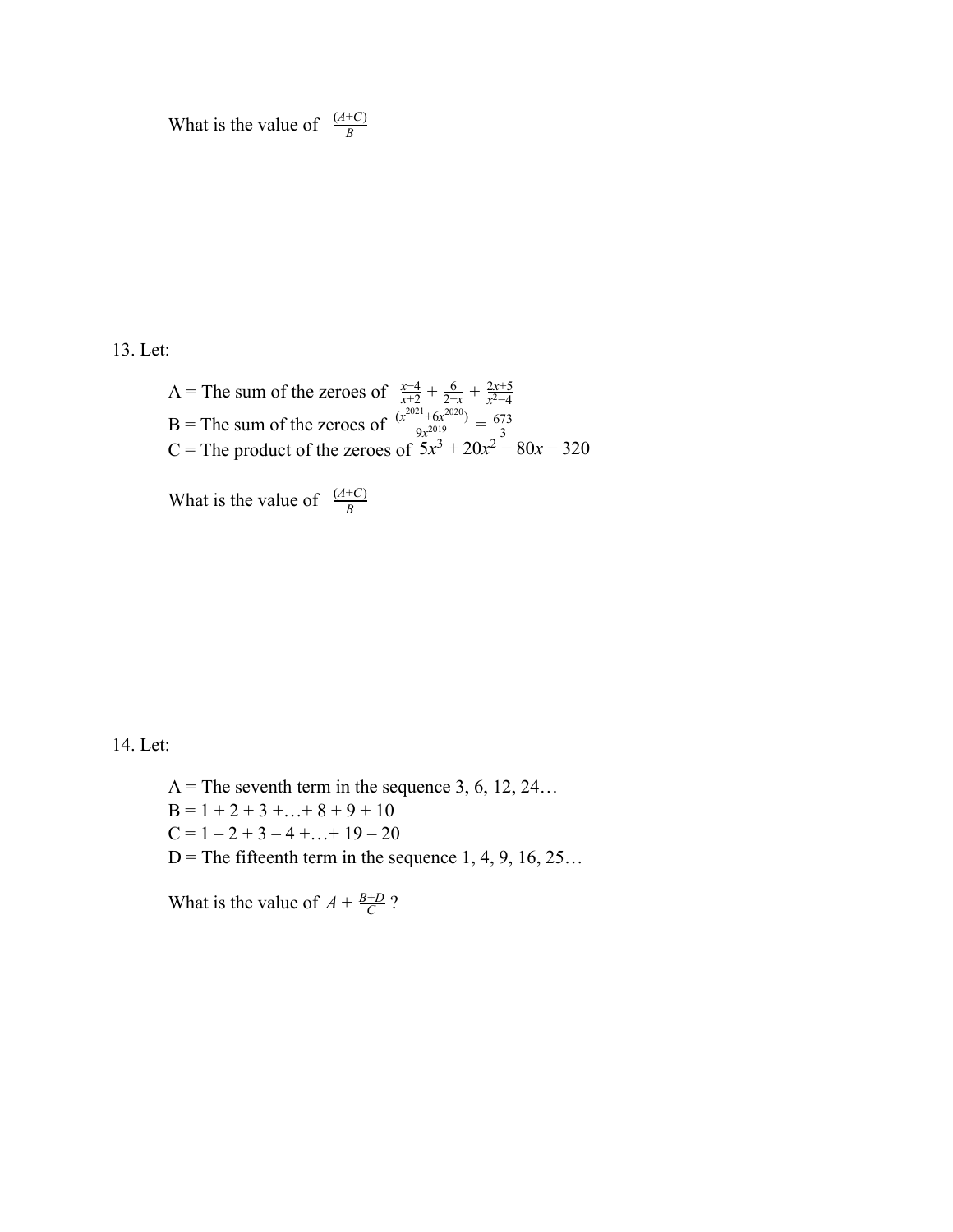What is the value of $\frac{(A+C)}{B}$

13. Let:

A = The sum of the zeroes of $\frac{x-4}{x+2} + \frac{6}{2-x} + \frac{2x+5}{x^2-4}$
B = The sum of the zeroes of $\frac{(x^{2021}+6x^{2020})}{9x^{2019}} = \frac{673}{3}$
C = The product of the zeroes of $5x^3 + 20x^2 - 80x - 320$

What is the value of $\frac{(A+C)}{B}$

14. Let:

A = The seventh term in the sequence 3, 6, 12, 24…
B = 1 + 2 + 3 +…+ 8 + 9 + 10
C = 1 – 2 + 3 – 4 +…+ 19 – 20
D = The fifteenth term in the sequence 1, 4, 9, 16, 25…

What is the value of $A + \frac{B+D}{C}$ ?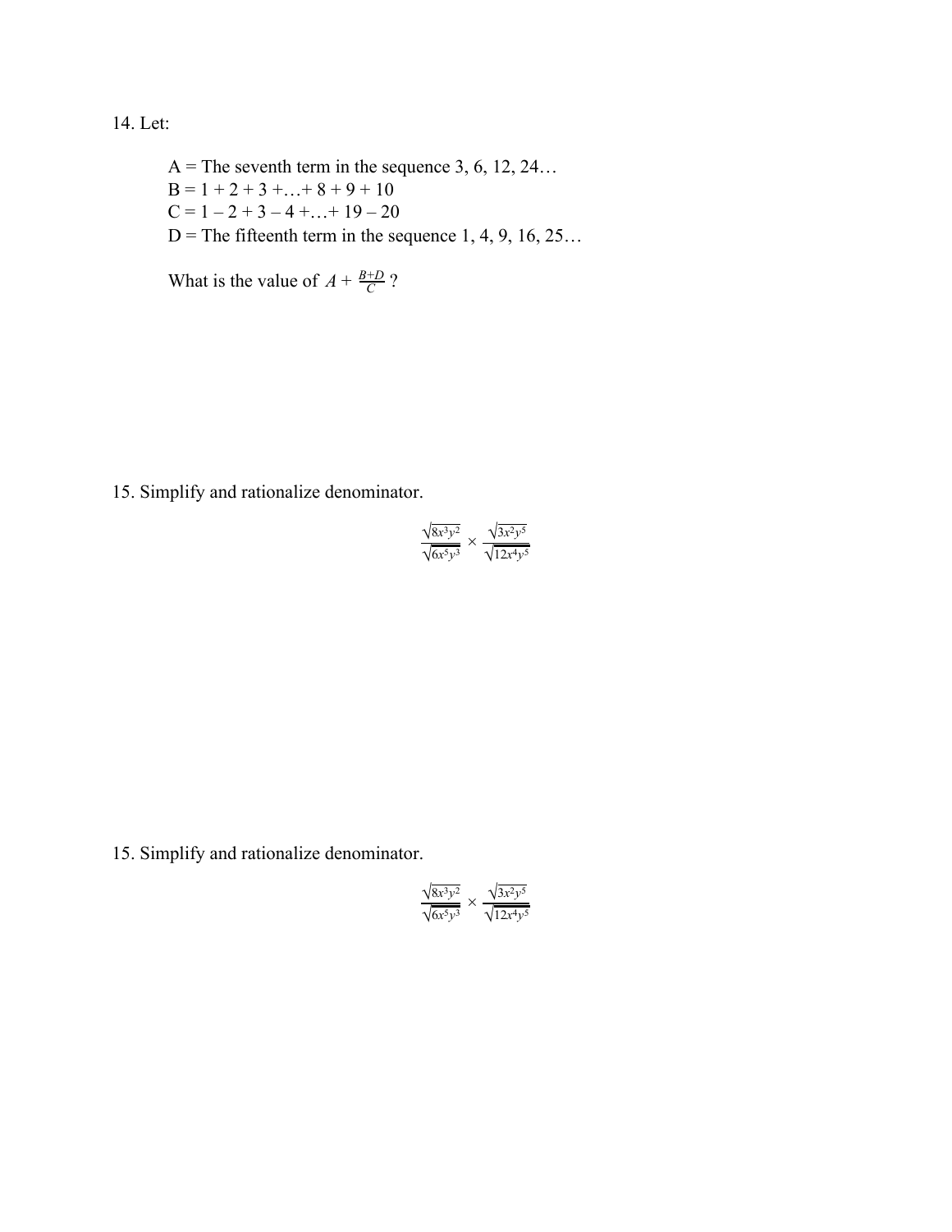14. Let:

A = The seventh term in the sequence 3, 6, 12, 24…
B = 1 + 2 + 3 +…+ 8 + 9 + 10
C = 1 – 2 + 3 – 4 +…+ 19 – 20
D = The fifteenth term in the sequence 1, 4, 9, 16, 25…

What is the value of $A + \frac{B+D}{C}$ ?

15. Simplify and rationalize denominator.

$$\frac{\sqrt{8x^3y^2}}{\sqrt{6x^5y^3}} \times \frac{\sqrt{3x^2y^5}}{\sqrt{12x^4y^5}}$$

15. Simplify and rationalize denominator.

$$\frac{\sqrt{8x^3y^2}}{\sqrt{6x^5y^3}} \times \frac{\sqrt{3x^2y^5}}{\sqrt{12x^4y^5}}$$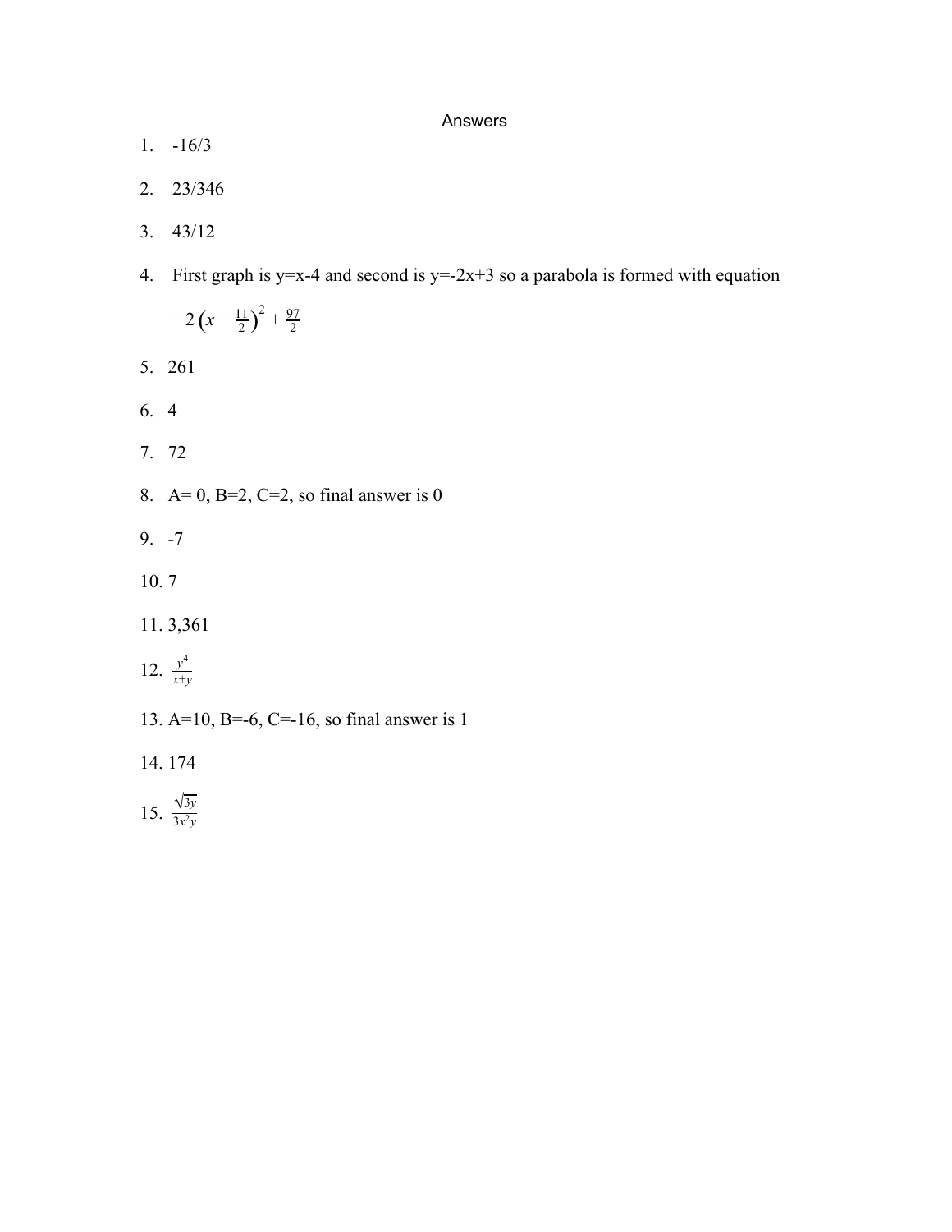# Answers

1. -16/3
2. 23/346
3. 43/12
4. First graph is y=x-4 and second is y=-2x+3 so a parabola is formed with equation

   $-2\left(x-\frac{11}{2}\right)^2+\frac{97}{2}$
5. 261
6. 4
7. 72
8. A= 0, B=2, C=2, so final answer is 0
9. -7
10. 7
11. 3,361
12. $\frac{y^4}{x+y}$
13. A=10, B=-6, C=-16, so final answer is 1
14. 174
15. $\frac{\sqrt{3y}}{3x^2y}$